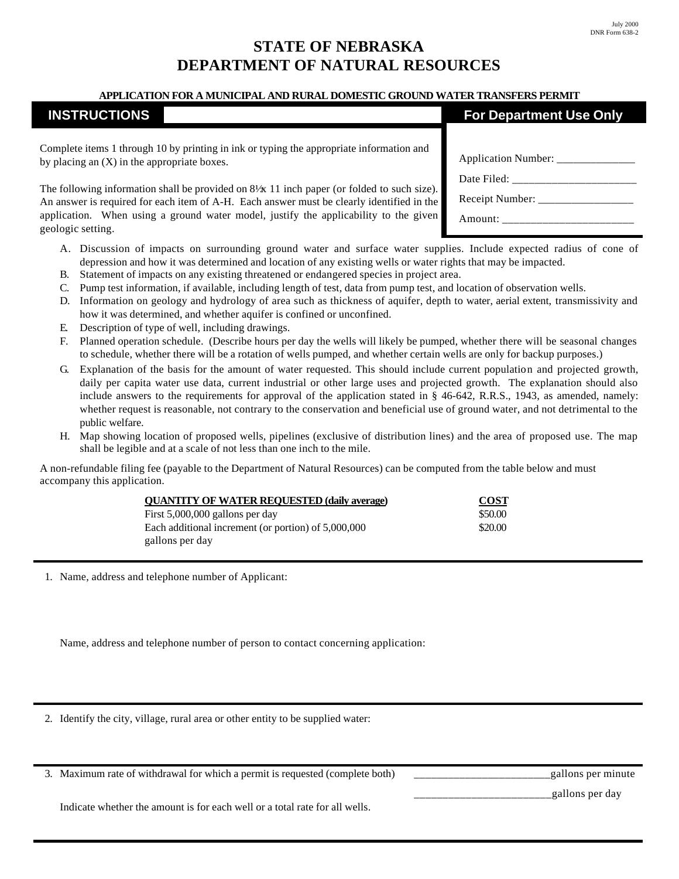July 2000
DNR Form 638-2

# STATE OF NEBRASKA
# DEPARTMENT OF NATURAL RESOURCES

### APPLICATION FOR A MUNICIPAL AND RURAL DOMESTIC GROUND WATER TRANSFERS PERMIT

## INSTRUCTIONS

Complete items 1 through 10 by printing in ink or typing the appropriate information and by placing an (X) in the appropriate boxes.

The following information shall be provided on 8½x 11 inch paper (or folded to such size). An answer is required for each item of A-H. Each answer must be clearly identified in the application. When using a ground water model, justify the applicability to the given geologic setting.

## For Department Use Only

Application Number: ______________

Date Filed: ______________________

Receipt Number: _________________

Amount: ________________________

A. Discussion of impacts on surrounding ground water and surface water supplies. Include expected radius of cone of depression and how it was determined and location of any existing wells or water rights that may be impacted.
B. Statement of impacts on any existing threatened or endangered species in project area.
C. Pump test information, if available, including length of test, data from pump test, and location of observation wells.
D. Information on geology and hydrology of area such as thickness of aquifer, depth to water, aerial extent, transmissivity and how it was determined, and whether aquifer is confined or unconfined.
E. Description of type of well, including drawings.
F. Planned operation schedule. (Describe hours per day the wells will likely be pumped, whether there will be seasonal changes to schedule, whether there will be a rotation of wells pumped, and whether certain wells are only for backup purposes.)
G. Explanation of the basis for the amount of water requested. This should include current population and projected growth, daily per capita water use data, current industrial or other large uses and projected growth. The explanation should also include answers to the requirements for approval of the application stated in § 46-642, R.R.S., 1943, as amended, namely: whether request is reasonable, not contrary to the conservation and beneficial use of ground water, and not detrimental to the public welfare.
H. Map showing location of proposed wells, pipelines (exclusive of distribution lines) and the area of proposed use. The map shall be legible and at a scale of not less than one inch to the mile.

A non-refundable filing fee (payable to the Department of Natural Resources) can be computed from the table below and must accompany this application.

| QUANTITY OF WATER REQUESTED (daily average) | COST |
|---|---|
| First 5,000,000 gallons per day | $50.00 |
| Each additional increment (or portion) of 5,000,000 gallons per day | $20.00 |

1. Name, address and telephone number of Applicant:

   Name, address and telephone number of person to contact concerning application:

2. Identify the city, village, rural area or other entity to be supplied water:

3. Maximum rate of withdrawal for which a permit is requested (complete both) ________________________gallons per minute

   ________________________gallons per day

   Indicate whether the amount is for each well or a total rate for all wells.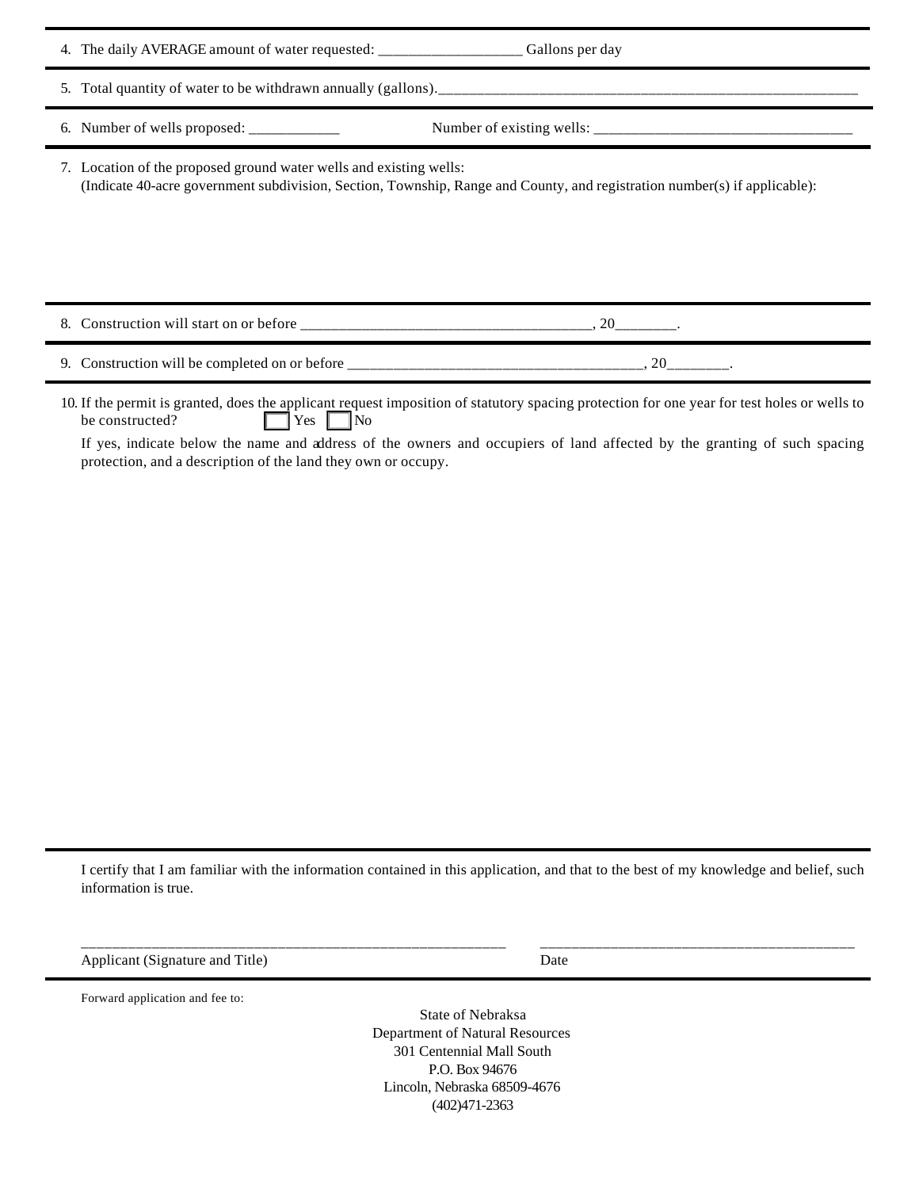4. The daily AVERAGE amount of water requested: ___________________ Gallons per day

5. Total quantity of water to be withdrawn annually (gallons).___________________________________________________________

6. Number of wells proposed: ____________ Number of existing wells: __________________________________

7. Location of the proposed ground water wells and existing wells:
   (Indicate 40-acre government subdivision, Section, Township, Range and County, and registration number(s) if applicable):

8. Construction will start on or before ______________________________________, 20________.

9. Construction will be completed on or before _______________________________________, 20________.

10. If the permit is granted, does the applicant request imposition of statutory spacing protection for one year for test holes or wells to be constructed? ☐ Yes ☐ No

    If yes, indicate below the name and address of the owners and occupiers of land affected by the granting of such spacing protection, and a description of the land they own or occupy.

I certify that I am familiar with the information contained in this application, and that to the best of my knowledge and belief, such information is true.

_______________________________________________________ ___________________________________________

Applicant (Signature and Title) Date

Forward application and fee to:

State of Nebraksa
Department of Natural Resources
301 Centennial Mall South
P.O. Box 94676
Lincoln, Nebraska 68509-4676
(402)471-2363